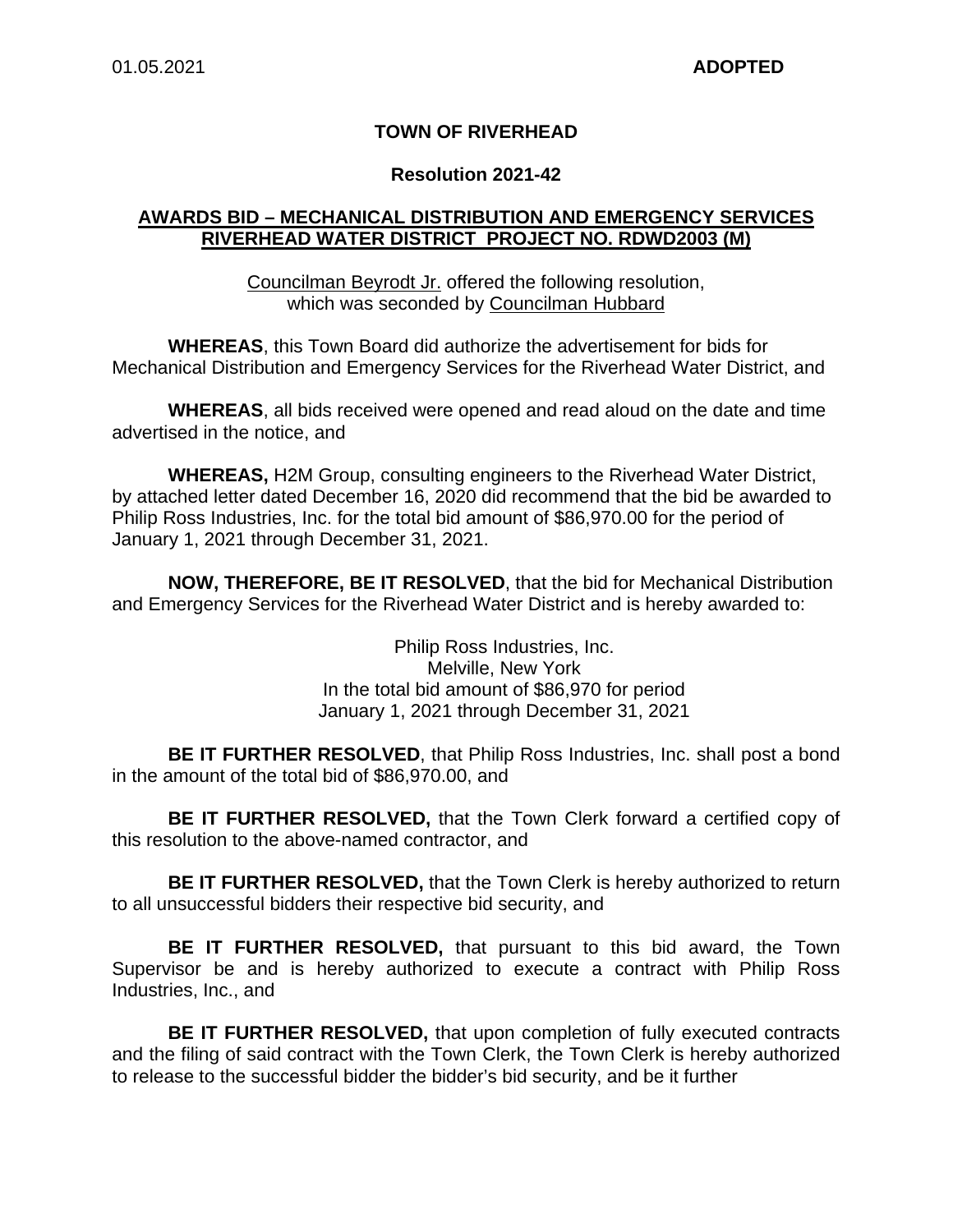01.05.2021 **ADOPTED**

**TOWN OF RIVERHEAD**

**Resolution 2021-42**

**AWARDS BID – MECHANICAL DISTRIBUTION AND EMERGENCY SERVICES RIVERHEAD WATER DISTRICT PROJECT NO. RDWD2003 (M)**

Councilman Beyrodt Jr. offered the following resolution, which was seconded by Councilman Hubbard

**WHEREAS**, this Town Board did authorize the advertisement for bids for Mechanical Distribution and Emergency Services for the Riverhead Water District, and

**WHEREAS**, all bids received were opened and read aloud on the date and time advertised in the notice, and

**WHEREAS,** H2M Group, consulting engineers to the Riverhead Water District, by attached letter dated December 16, 2020 did recommend that the bid be awarded to Philip Ross Industries, Inc. for the total bid amount of $86,970.00 for the period of January 1, 2021 through December 31, 2021.

**NOW, THEREFORE, BE IT RESOLVED**, that the bid for Mechanical Distribution and Emergency Services for the Riverhead Water District and is hereby awarded to:

Philip Ross Industries, Inc.
Melville, New York
In the total bid amount of $86,970 for period
January 1, 2021 through December 31, 2021

**BE IT FURTHER RESOLVED**, that Philip Ross Industries, Inc. shall post a bond in the amount of the total bid of $86,970.00, and

**BE IT FURTHER RESOLVED,** that the Town Clerk forward a certified copy of this resolution to the above-named contractor, and

**BE IT FURTHER RESOLVED,** that the Town Clerk is hereby authorized to return to all unsuccessful bidders their respective bid security, and

**BE IT FURTHER RESOLVED,** that pursuant to this bid award, the Town Supervisor be and is hereby authorized to execute a contract with Philip Ross Industries, Inc., and

**BE IT FURTHER RESOLVED,** that upon completion of fully executed contracts and the filing of said contract with the Town Clerk, the Town Clerk is hereby authorized to release to the successful bidder the bidder's bid security, and be it further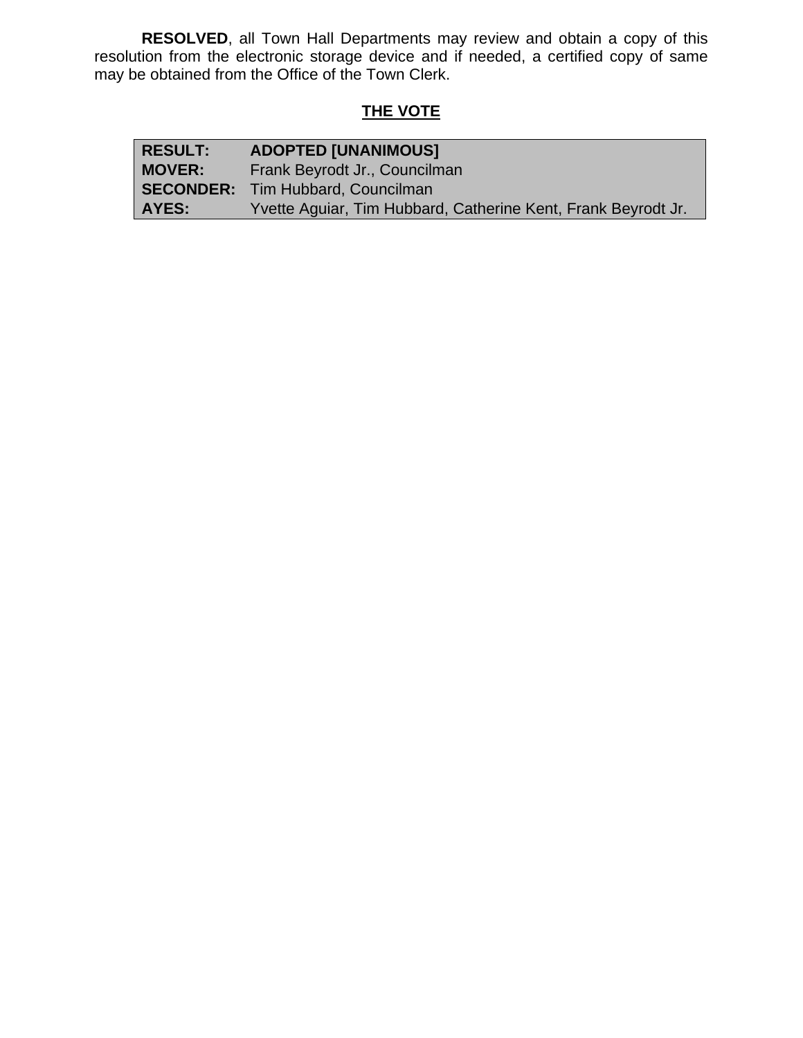**RESOLVED**, all Town Hall Departments may review and obtain a copy of this resolution from the electronic storage device and if needed, a certified copy of same may be obtained from the Office of the Town Clerk.

## THE VOTE

| | |
|---|---|
| **RESULT:** | **ADOPTED [UNANIMOUS]** |
| **MOVER:** | Frank Beyrodt Jr., Councilman |
| **SECONDER:** | Tim Hubbard, Councilman |
| **AYES:** | Yvette Aguiar, Tim Hubbard, Catherine Kent, Frank Beyrodt Jr. |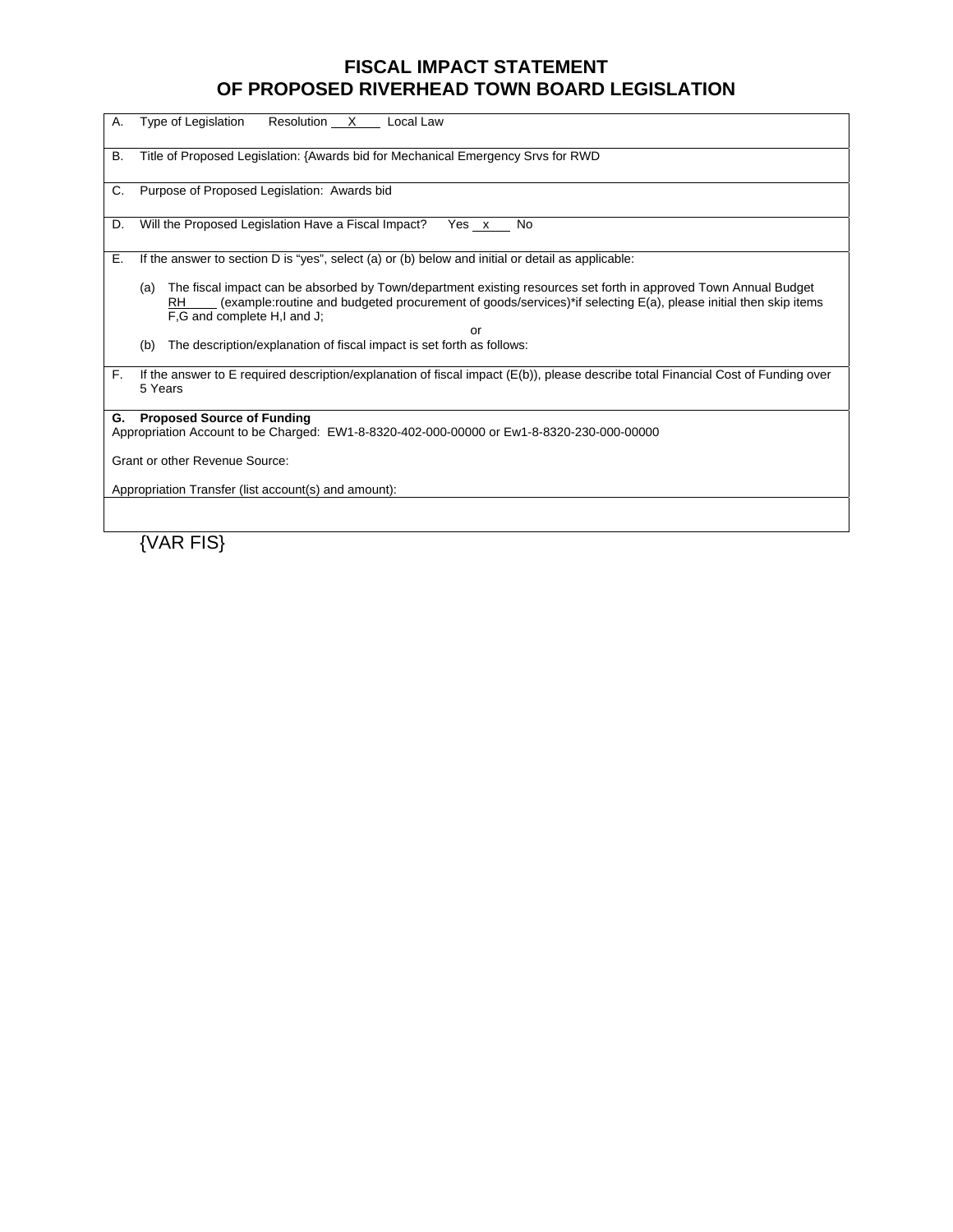# FISCAL IMPACT STATEMENT
# OF PROPOSED RIVERHEAD TOWN BOARD LEGISLATION

A. Type of Legislation Resolution ___X____ Local Law

B. Title of Proposed Legislation: {Awards bid for Mechanical Emergency Srvs for RWD

C. Purpose of Proposed Legislation: Awards bid

D. Will the Proposed Legislation Have a Fiscal Impact? Yes __x___ No

E. If the answer to section D is "yes", select (a) or (b) below and initial or detail as applicable:

(a) The fiscal impact can be absorbed by Town/department existing resources set forth in approved Town Annual Budget RH____ (example:routine and budgeted procurement of goods/services)*if selecting E(a), please initial then skip items F,G and complete H,I and J;

or

(b) The description/explanation of fiscal impact is set forth as follows:

F. If the answer to E required description/explanation of fiscal impact (E(b)), please describe total Financial Cost of Funding over 5 Years

**G. Proposed Source of Funding**

Appropriation Account to be Charged: EW1-8-8320-402-000-00000 or Ew1-8-8320-230-000-00000

Grant or other Revenue Source:

Appropriation Transfer (list account(s) and amount):

{VAR FIS}